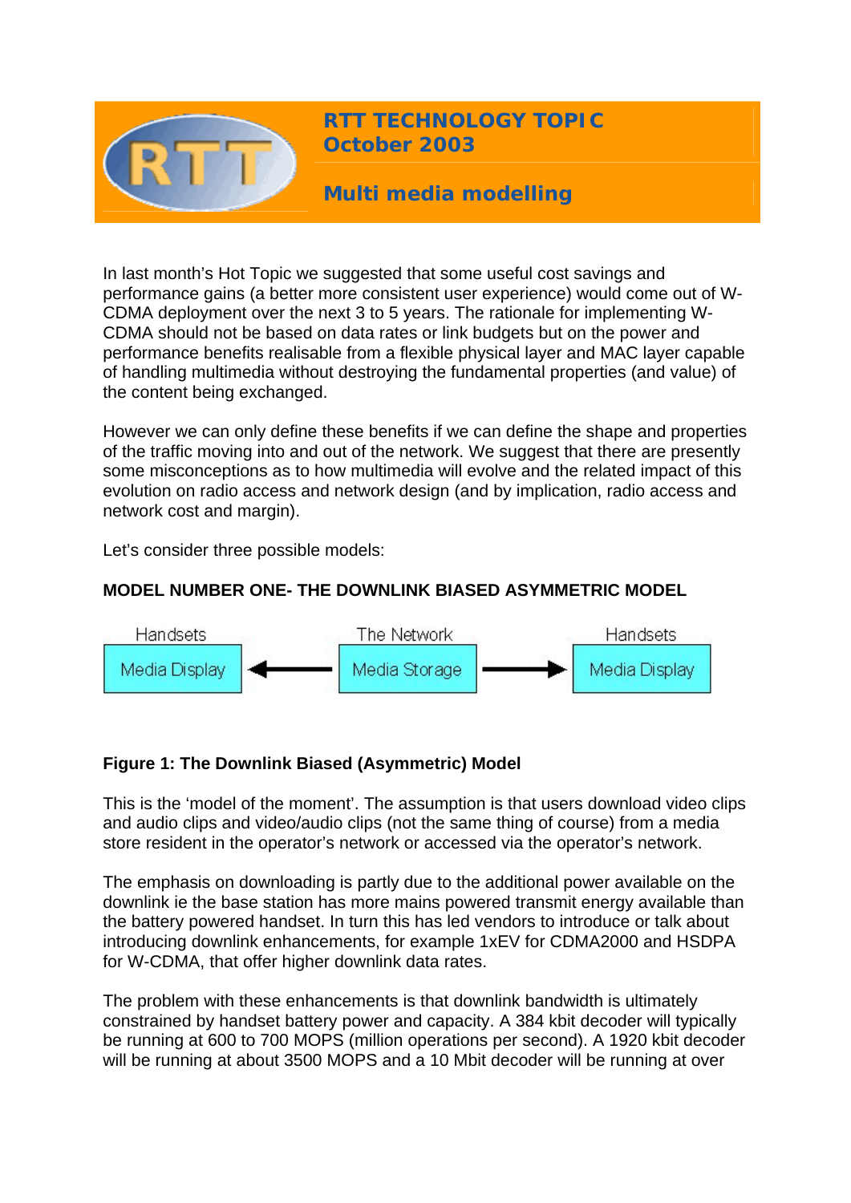# RTT TECHNOLOGY TOPIC
# October 2003

## Multi media modelling

In last month's Hot Topic we suggested that some useful cost savings and performance gains (a better more consistent user experience) would come out of W-CDMA deployment over the next 3 to 5 years. The rationale for implementing W-CDMA should not be based on data rates or link budgets but on the power and performance benefits realisable from a flexible physical layer and MAC layer capable of handling multimedia without destroying the fundamental properties (and value) of the content being exchanged.

However we can only define these benefits if we can define the shape and properties of the traffic moving into and out of the network. We suggest that there are presently some misconceptions as to how multimedia will evolve and the related impact of this evolution on radio access and network design (and by implication, radio access and network cost and margin).

Let's consider three possible models:

**MODEL NUMBER ONE- THE DOWNLINK BIASED ASYMMETRIC MODEL**

| Handsets | | The Network | | Handsets |
|---|---|---|---|---|
| Media Display | ← | Media Storage | → | Media Display |

**Figure 1: The Downlink Biased (Asymmetric) Model**

This is the 'model of the moment'. The assumption is that users download video clips and audio clips and video/audio clips (not the same thing of course) from a media store resident in the operator's network or accessed via the operator's network.

The emphasis on downloading is partly due to the additional power available on the downlink ie the base station has more mains powered transmit energy available than the battery powered handset. In turn this has led vendors to introduce or talk about introducing downlink enhancements, for example 1xEV for CDMA2000 and HSDPA for W-CDMA, that offer higher downlink data rates.

The problem with these enhancements is that downlink bandwidth is ultimately constrained by handset battery power and capacity. A 384 kbit decoder will typically be running at 600 to 700 MOPS (million operations per second). A 1920 kbit decoder will be running at about 3500 MOPS and a 10 Mbit decoder will be running at over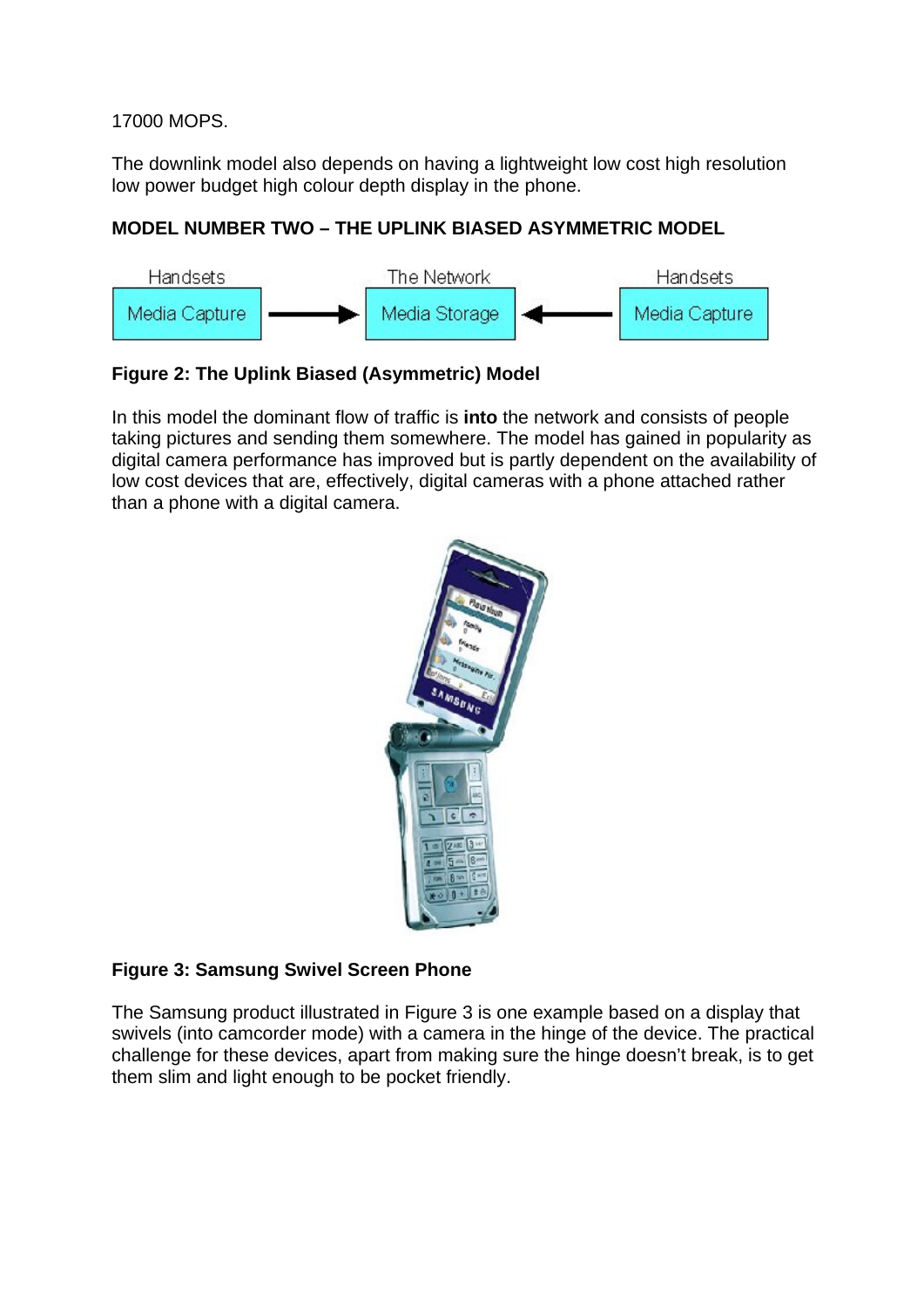17000 MOPS.

The downlink model also depends on having a lightweight low cost high resolution low power budget high colour depth display in the phone.

## MODEL NUMBER TWO – THE UPLINK BIASED ASYMMETRIC MODEL

Handsets: Media Capture → The Network: Media Storage ← Handsets: Media Capture

**Figure 2: The Uplink Biased (Asymmetric) Model**

In this model the dominant flow of traffic is **into** the network and consists of people taking pictures and sending them somewhere. The model has gained in popularity as digital camera performance has improved but is partly dependent on the availability of low cost devices that are, effectively, digital cameras with a phone attached rather than a phone with a digital camera.

**Figure 3: Samsung Swivel Screen Phone**

The Samsung product illustrated in Figure 3 is one example based on a display that swivels (into camcorder mode) with a camera in the hinge of the device. The practical challenge for these devices, apart from making sure the hinge doesn't break, is to get them slim and light enough to be pocket friendly.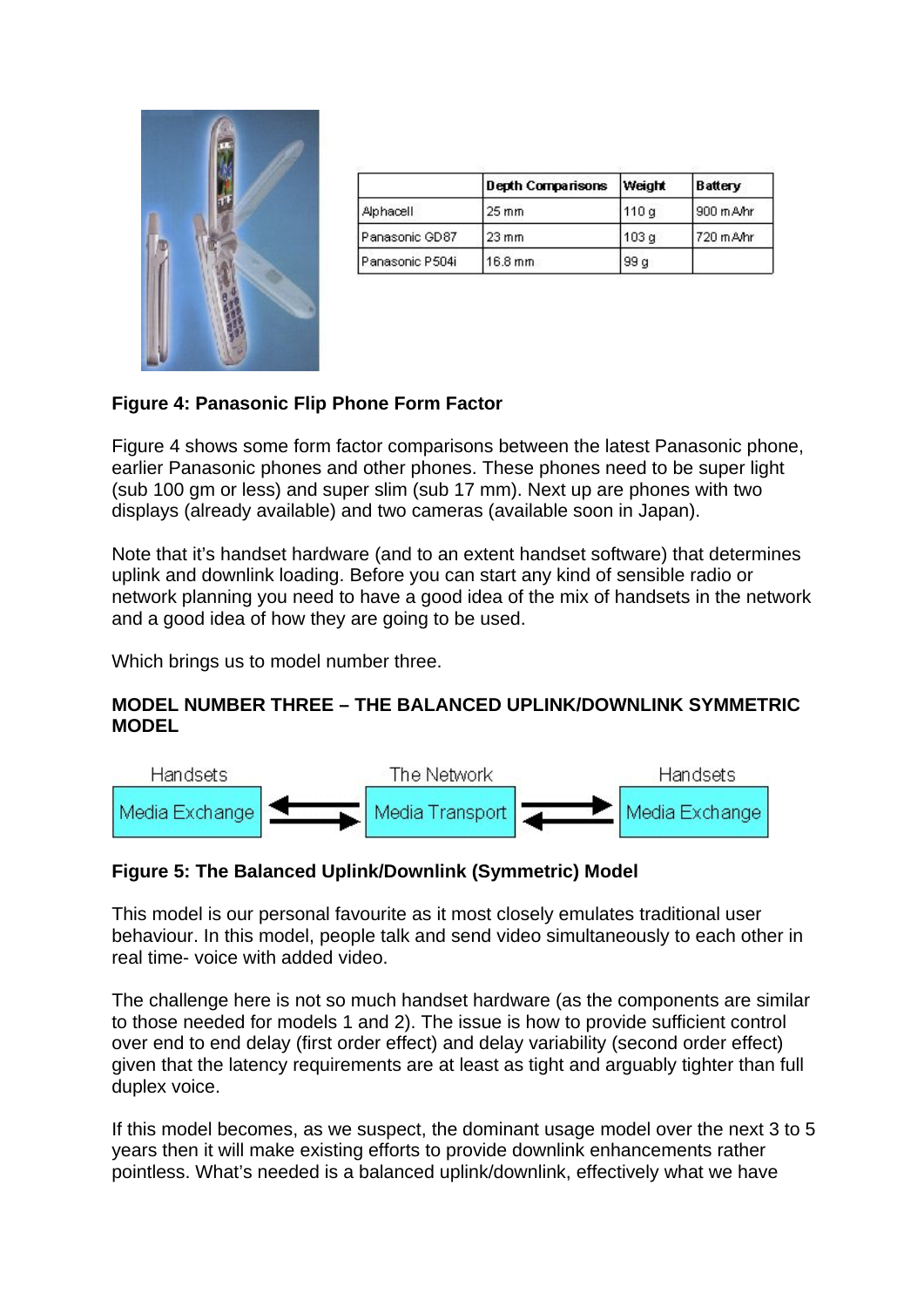| | Depth Comparisons | Weight | Battery |
|---|---|---|---|
| Alphacell | 25 mm | 110 g | 900 mA/hr |
| Panasonic GD87 | 23 mm | 103 g | 720 mA/hr |
| Panasonic P504i | 16.8 mm | 99 g | |

**Figure 4: Panasonic Flip Phone Form Factor**

Figure 4 shows some form factor comparisons between the latest Panasonic phone, earlier Panasonic phones and other phones. These phones need to be super light (sub 100 gm or less) and super slim (sub 17 mm). Next up are phones with two displays (already available) and two cameras (available soon in Japan).

Note that it's handset hardware (and to an extent handset software) that determines uplink and downlink loading. Before you can start any kind of sensible radio or network planning you need to have a good idea of the mix of handsets in the network and a good idea of how they are going to be used.

Which brings us to model number three.

## MODEL NUMBER THREE – THE BALANCED UPLINK/DOWNLINK SYMMETRIC MODEL

Handsets: Media Exchange ⇄ The Network: Media Transport ⇄ Handsets: Media Exchange

**Figure 5: The Balanced Uplink/Downlink (Symmetric) Model**

This model is our personal favourite as it most closely emulates traditional user behaviour. In this model, people talk and send video simultaneously to each other in real time- voice with added video.

The challenge here is not so much handset hardware (as the components are similar to those needed for models 1 and 2). The issue is how to provide sufficient control over end to end delay (first order effect) and delay variability (second order effect) given that the latency requirements are at least as tight and arguably tighter than full duplex voice.

If this model becomes, as we suspect, the dominant usage model over the next 3 to 5 years then it will make existing efforts to provide downlink enhancements rather pointless. What's needed is a balanced uplink/downlink, effectively what we have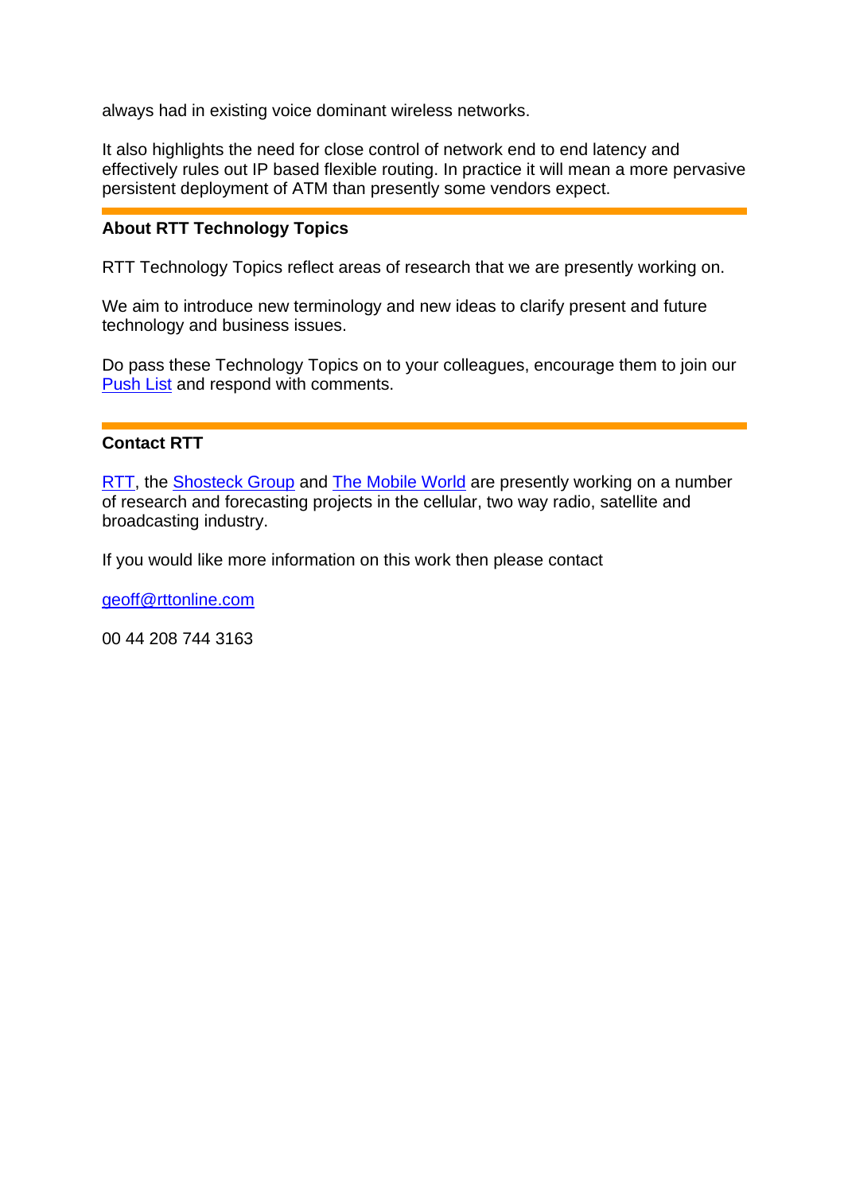always had in existing voice dominant wireless networks.

It also highlights the need for close control of network end to end latency and effectively rules out IP based flexible routing. In practice it will mean a more pervasive persistent deployment of ATM than presently some vendors expect.

---

**About RTT Technology Topics**

RTT Technology Topics reflect areas of research that we are presently working on.

We aim to introduce new terminology and new ideas to clarify present and future technology and business issues.

Do pass these Technology Topics on to your colleagues, encourage them to join our Push List and respond with comments.

---

**Contact RTT**

RTT, the Shosteck Group and The Mobile World are presently working on a number of research and forecasting projects in the cellular, two way radio, satellite and broadcasting industry.

If you would like more information on this work then please contact

geoff@rttonline.com

00 44 208 744 3163